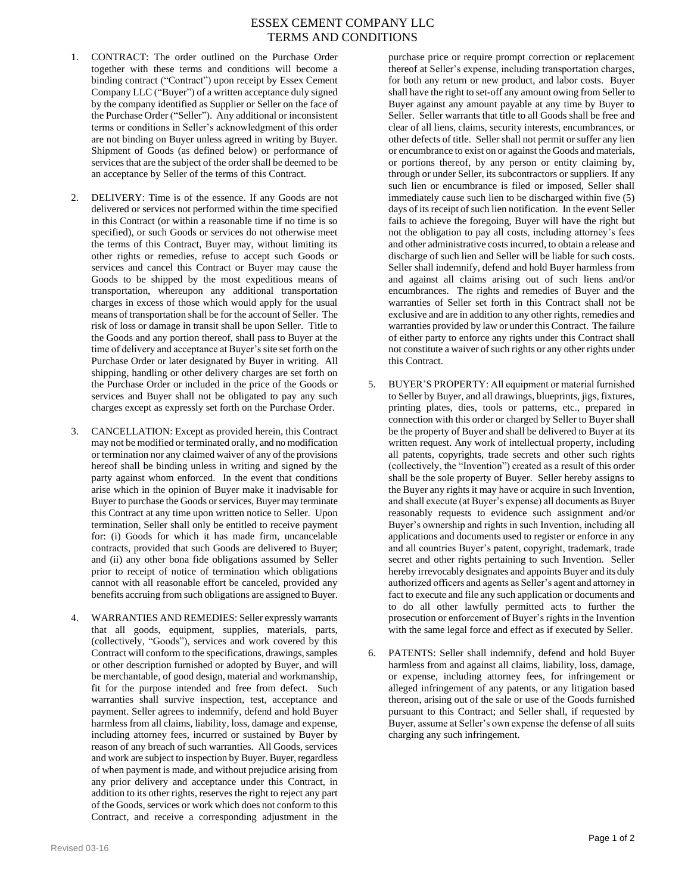# ESSEX CEMENT COMPANY LLC
## TERMS AND CONDITIONS

1. CONTRACT: The order outlined on the Purchase Order together with these terms and conditions will become a binding contract ("Contract") upon receipt by Essex Cement Company LLC ("Buyer") of a written acceptance duly signed by the company identified as Supplier or Seller on the face of the Purchase Order ("Seller"). Any additional or inconsistent terms or conditions in Seller's acknowledgment of this order are not binding on Buyer unless agreed in writing by Buyer. Shipment of Goods (as defined below) or performance of services that are the subject of the order shall be deemed to be an acceptance by Seller of the terms of this Contract.

2. DELIVERY: Time is of the essence. If any Goods are not delivered or services not performed within the time specified in this Contract (or within a reasonable time if no time is so specified), or such Goods or services do not otherwise meet the terms of this Contract, Buyer may, without limiting its other rights or remedies, refuse to accept such Goods or services and cancel this Contract or Buyer may cause the Goods to be shipped by the most expeditious means of transportation, whereupon any additional transportation charges in excess of those which would apply for the usual means of transportation shall be for the account of Seller. The risk of loss or damage in transit shall be upon Seller. Title to the Goods and any portion thereof, shall pass to Buyer at the time of delivery and acceptance at Buyer's site set forth on the Purchase Order or later designated by Buyer in writing. All shipping, handling or other delivery charges are set forth on the Purchase Order or included in the price of the Goods or services and Buyer shall not be obligated to pay any such charges except as expressly set forth on the Purchase Order.

3. CANCELLATION: Except as provided herein, this Contract may not be modified or terminated orally, and no modification or termination nor any claimed waiver of any of the provisions hereof shall be binding unless in writing and signed by the party against whom enforced. In the event that conditions arise which in the opinion of Buyer make it inadvisable for Buyer to purchase the Goods or services, Buyer may terminate this Contract at any time upon written notice to Seller. Upon termination, Seller shall only be entitled to receive payment for: (i) Goods for which it has made firm, uncancelable contracts, provided that such Goods are delivered to Buyer; and (ii) any other bona fide obligations assumed by Seller prior to receipt of notice of termination which obligations cannot with all reasonable effort be canceled, provided any benefits accruing from such obligations are assigned to Buyer.

4. WARRANTIES AND REMEDIES: Seller expressly warrants that all goods, equipment, supplies, materials, parts, (collectively, "Goods"), services and work covered by this Contract will conform to the specifications, drawings, samples or other description furnished or adopted by Buyer, and will be merchantable, of good design, material and workmanship, fit for the purpose intended and free from defect. Such warranties shall survive inspection, test, acceptance and payment. Seller agrees to indemnify, defend and hold Buyer harmless from all claims, liability, loss, damage and expense, including attorney fees, incurred or sustained by Buyer by reason of any breach of such warranties. All Goods, services and work are subject to inspection by Buyer. Buyer, regardless of when payment is made, and without prejudice arising from any prior delivery and acceptance under this Contract, in addition to its other rights, reserves the right to reject any part of the Goods, services or work which does not conform to this Contract, and receive a corresponding adjustment in the purchase price or require prompt correction or replacement thereof at Seller's expense, including transportation charges, for both any return or new product, and labor costs. Buyer shall have the right to set-off any amount owing from Seller to Buyer against any amount payable at any time by Buyer to Seller. Seller warrants that title to all Goods shall be free and clear of all liens, claims, security interests, encumbrances, or other defects of title. Seller shall not permit or suffer any lien or encumbrance to exist on or against the Goods and materials, or portions thereof, by any person or entity claiming by, through or under Seller, its subcontractors or suppliers. If any such lien or encumbrance is filed or imposed, Seller shall immediately cause such lien to be discharged within five (5) days of its receipt of such lien notification. In the event Seller fails to achieve the foregoing, Buyer will have the right but not the obligation to pay all costs, including attorney's fees and other administrative costs incurred, to obtain a release and discharge of such lien and Seller will be liable for such costs. Seller shall indemnify, defend and hold Buyer harmless from and against all claims arising out of such liens and/or encumbrances. The rights and remedies of Buyer and the warranties of Seller set forth in this Contract shall not be exclusive and are in addition to any other rights, remedies and warranties provided by law or under this Contract. The failure of either party to enforce any rights under this Contract shall not constitute a waiver of such rights or any other rights under this Contract.

5. BUYER'S PROPERTY: All equipment or material furnished to Seller by Buyer, and all drawings, blueprints, jigs, fixtures, printing plates, dies, tools or patterns, etc., prepared in connection with this order or charged by Seller to Buyer shall be the property of Buyer and shall be delivered to Buyer at its written request. Any work of intellectual property, including all patents, copyrights, trade secrets and other such rights (collectively, the "Invention") created as a result of this order shall be the sole property of Buyer. Seller hereby assigns to the Buyer any rights it may have or acquire in such Invention, and shall execute (at Buyer's expense) all documents as Buyer reasonably requests to evidence such assignment and/or Buyer's ownership and rights in such Invention, including all applications and documents used to register or enforce in any and all countries Buyer's patent, copyright, trademark, trade secret and other rights pertaining to such Invention. Seller hereby irrevocably designates and appoints Buyer and its duly authorized officers and agents as Seller's agent and attorney in fact to execute and file any such application or documents and to do all other lawfully permitted acts to further the prosecution or enforcement of Buyer's rights in the Invention with the same legal force and effect as if executed by Seller.

6. PATENTS: Seller shall indemnify, defend and hold Buyer harmless from and against all claims, liability, loss, damage, or expense, including attorney fees, for infringement or alleged infringement of any patents, or any litigation based thereon, arising out of the sale or use of the Goods furnished pursuant to this Contract; and Seller shall, if requested by Buyer, assume at Seller's own expense the defense of all suits charging any such infringement.

Revised 03-16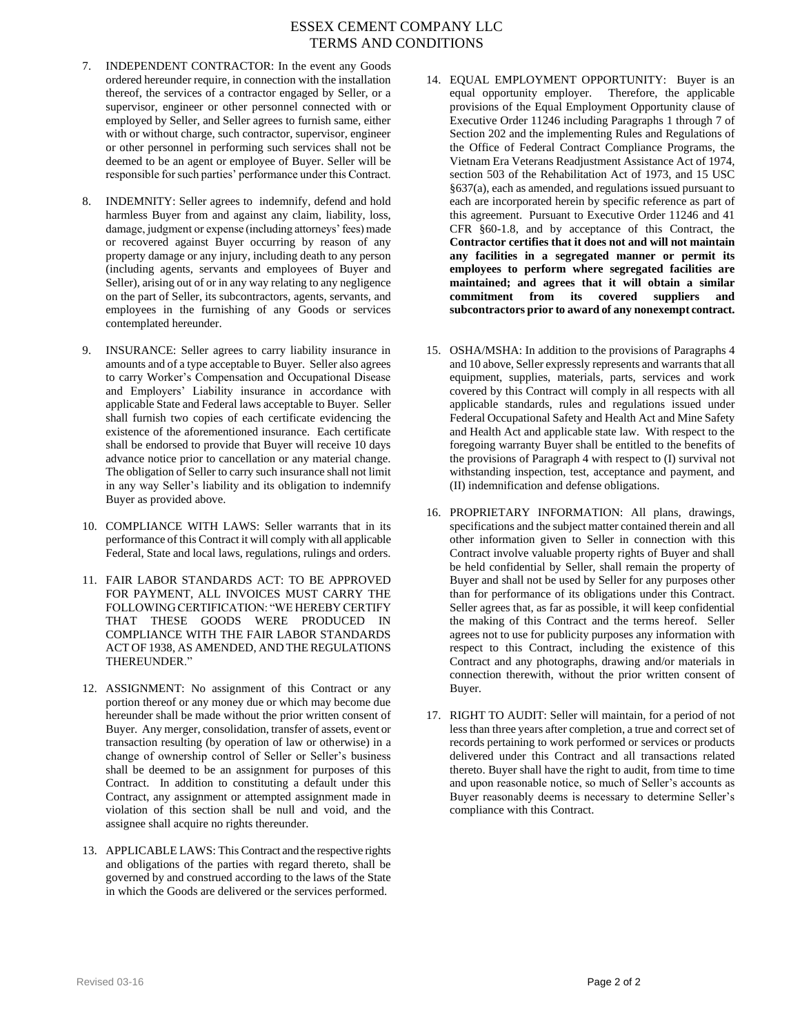# ESSEX CEMENT COMPANY LLC
## TERMS AND CONDITIONS

7. INDEPENDENT CONTRACTOR: In the event any Goods ordered hereunder require, in connection with the installation thereof, the services of a contractor engaged by Seller, or a supervisor, engineer or other personnel connected with or employed by Seller, and Seller agrees to furnish same, either with or without charge, such contractor, supervisor, engineer or other personnel in performing such services shall not be deemed to be an agent or employee of Buyer. Seller will be responsible for such parties' performance under this Contract.

8. INDEMNITY: Seller agrees to indemnify, defend and hold harmless Buyer from and against any claim, liability, loss, damage, judgment or expense (including attorneys' fees) made or recovered against Buyer occurring by reason of any property damage or any injury, including death to any person (including agents, servants and employees of Buyer and Seller), arising out of or in any way relating to any negligence on the part of Seller, its subcontractors, agents, servants, and employees in the furnishing of any Goods or services contemplated hereunder.

9. INSURANCE: Seller agrees to carry liability insurance in amounts and of a type acceptable to Buyer. Seller also agrees to carry Worker's Compensation and Occupational Disease and Employers' Liability insurance in accordance with applicable State and Federal laws acceptable to Buyer. Seller shall furnish two copies of each certificate evidencing the existence of the aforementioned insurance. Each certificate shall be endorsed to provide that Buyer will receive 10 days advance notice prior to cancellation or any material change. The obligation of Seller to carry such insurance shall not limit in any way Seller's liability and its obligation to indemnify Buyer as provided above.

10. COMPLIANCE WITH LAWS: Seller warrants that in its performance of this Contract it will comply with all applicable Federal, State and local laws, regulations, rulings and orders.

11. FAIR LABOR STANDARDS ACT: TO BE APPROVED FOR PAYMENT, ALL INVOICES MUST CARRY THE FOLLOWING CERTIFICATION: "WE HEREBY CERTIFY THAT THESE GOODS WERE PRODUCED IN COMPLIANCE WITH THE FAIR LABOR STANDARDS ACT OF 1938, AS AMENDED, AND THE REGULATIONS THEREUNDER."

12. ASSIGNMENT: No assignment of this Contract or any portion thereof or any money due or which may become due hereunder shall be made without the prior written consent of Buyer. Any merger, consolidation, transfer of assets, event or transaction resulting (by operation of law or otherwise) in a change of ownership control of Seller or Seller's business shall be deemed to be an assignment for purposes of this Contract. In addition to constituting a default under this Contract, any assignment or attempted assignment made in violation of this section shall be null and void, and the assignee shall acquire no rights thereunder.

13. APPLICABLE LAWS: This Contract and the respective rights and obligations of the parties with regard thereto, shall be governed by and construed according to the laws of the State in which the Goods are delivered or the services performed.

14. EQUAL EMPLOYMENT OPPORTUNITY: Buyer is an equal opportunity employer. Therefore, the applicable provisions of the Equal Employment Opportunity clause of Executive Order 11246 including Paragraphs 1 through 7 of Section 202 and the implementing Rules and Regulations of the Office of Federal Contract Compliance Programs, the Vietnam Era Veterans Readjustment Assistance Act of 1974, section 503 of the Rehabilitation Act of 1973, and 15 USC §637(a), each as amended, and regulations issued pursuant to each are incorporated herein by specific reference as part of this agreement. Pursuant to Executive Order 11246 and 41 CFR §60-1.8, and by acceptance of this Contract, the **Contractor certifies that it does not and will not maintain any facilities in a segregated manner or permit its employees to perform where segregated facilities are maintained; and agrees that it will obtain a similar commitment from its covered suppliers and subcontractors prior to award of any nonexempt contract.**

15. OSHA/MSHA: In addition to the provisions of Paragraphs 4 and 10 above, Seller expressly represents and warrants that all equipment, supplies, materials, parts, services and work covered by this Contract will comply in all respects with all applicable standards, rules and regulations issued under Federal Occupational Safety and Health Act and Mine Safety and Health Act and applicable state law. With respect to the foregoing warranty Buyer shall be entitled to the benefits of the provisions of Paragraph 4 with respect to (I) survival not withstanding inspection, test, acceptance and payment, and (II) indemnification and defense obligations.

16. PROPRIETARY INFORMATION: All plans, drawings, specifications and the subject matter contained therein and all other information given to Seller in connection with this Contract involve valuable property rights of Buyer and shall be held confidential by Seller, shall remain the property of Buyer and shall not be used by Seller for any purposes other than for performance of its obligations under this Contract. Seller agrees that, as far as possible, it will keep confidential the making of this Contract and the terms hereof. Seller agrees not to use for publicity purposes any information with respect to this Contract, including the existence of this Contract and any photographs, drawing and/or materials in connection therewith, without the prior written consent of Buyer.

17. RIGHT TO AUDIT: Seller will maintain, for a period of not less than three years after completion, a true and correct set of records pertaining to work performed or services or products delivered under this Contract and all transactions related thereto. Buyer shall have the right to audit, from time to time and upon reasonable notice, so much of Seller's accounts as Buyer reasonably deems is necessary to determine Seller's compliance with this Contract.

Revised 03-16